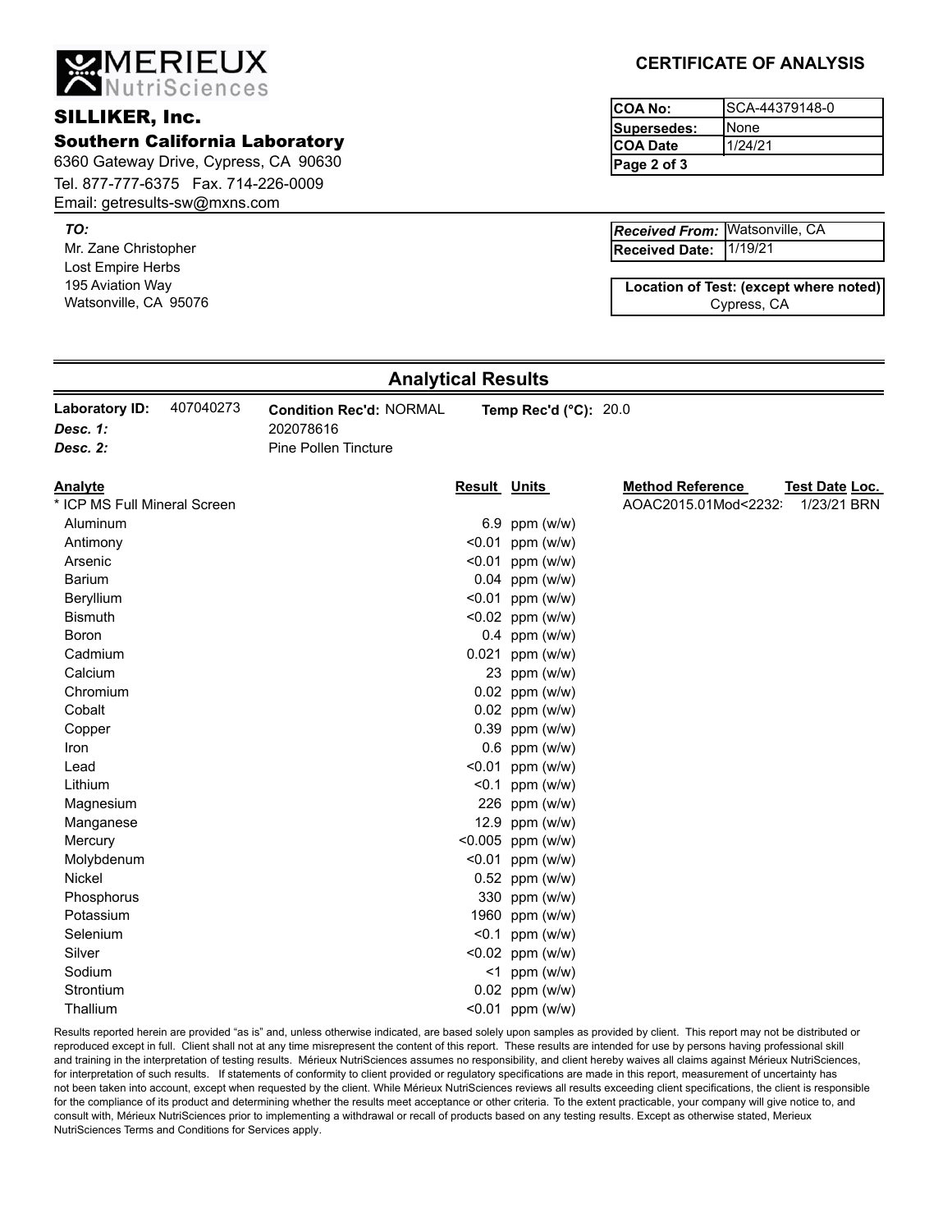**MERIEUX** NutriSciences

## SILLIKER, Inc.

### Southern California Laboratory

6360 Gateway Drive, Cypress, CA 90630
Tel. 877-777-6375 Fax. 714-226-0009
Email: getresults-sw@mxns.com

# CERTIFICATE OF ANALYSIS

| | |
|---|---|
| **COA No:** | SCA-44379148-0 |
| **Supersedes:** | None |
| **COA Date** | 1/24/21 |
| **Page 2 of 3** | |

***TO:***
Mr. Zane Christopher
Lost Empire Herbs
195 Aviation Way
Watsonville, CA 95076

| | |
|---|---|
| ***Received From:*** | Watsonville, CA |
| **Received Date:** | 1/19/21 |

**Location of Test: (except where noted)**
Cypress, CA

## Analytical Results

**Laboratory ID:** 407040273 **Condition Rec'd:** NORMAL **Temp Rec'd (°C):** 20.0
***Desc. 1:*** 202078616
***Desc. 2:*** Pine Pollen Tincture

| Analyte | Result | Units | Method Reference | Test Date | Loc. |
|---|---|---|---|---|---|
| * ICP MS Full Mineral Screen | | | AOAC2015.01Mod<2232: | 1/23/21 | BRN |
| Aluminum | 6.9 | ppm (w/w) | | | |
| Antimony | <0.01 | ppm (w/w) | | | |
| Arsenic | <0.01 | ppm (w/w) | | | |
| Barium | 0.04 | ppm (w/w) | | | |
| Beryllium | <0.01 | ppm (w/w) | | | |
| Bismuth | <0.02 | ppm (w/w) | | | |
| Boron | 0.4 | ppm (w/w) | | | |
| Cadmium | 0.021 | ppm (w/w) | | | |
| Calcium | 23 | ppm (w/w) | | | |
| Chromium | 0.02 | ppm (w/w) | | | |
| Cobalt | 0.02 | ppm (w/w) | | | |
| Copper | 0.39 | ppm (w/w) | | | |
| Iron | 0.6 | ppm (w/w) | | | |
| Lead | <0.01 | ppm (w/w) | | | |
| Lithium | <0.1 | ppm (w/w) | | | |
| Magnesium | 226 | ppm (w/w) | | | |
| Manganese | 12.9 | ppm (w/w) | | | |
| Mercury | <0.005 | ppm (w/w) | | | |
| Molybdenum | <0.01 | ppm (w/w) | | | |
| Nickel | 0.52 | ppm (w/w) | | | |
| Phosphorus | 330 | ppm (w/w) | | | |
| Potassium | 1960 | ppm (w/w) | | | |
| Selenium | <0.1 | ppm (w/w) | | | |
| Silver | <0.02 | ppm (w/w) | | | |
| Sodium | <1 | ppm (w/w) | | | |
| Strontium | 0.02 | ppm (w/w) | | | |
| Thallium | <0.01 | ppm (w/w) | | | |

Results reported herein are provided "as is" and, unless otherwise indicated, are based solely upon samples as provided by client. This report may not be distributed or reproduced except in full. Client shall not at any time misrepresent the content of this report. These results are intended for use by persons having professional skill and training in the interpretation of testing results. Mérieux NutriSciences assumes no responsibility, and client hereby waives all claims against Mérieux NutriSciences, for interpretation of such results. If statements of conformity to client provided or regulatory specifications are made in this report, measurement of uncertainty has not been taken into account, except when requested by the client. While Mérieux NutriSciences reviews all results exceeding client specifications, the client is responsible for the compliance of its product and determining whether the results meet acceptance or other criteria. To the extent practicable, your company will give notice to, and consult with, Mérieux NutriSciences prior to implementing a withdrawal or recall of products based on any testing results. Except as otherwise stated, Merieux NutriSciences Terms and Conditions for Services apply.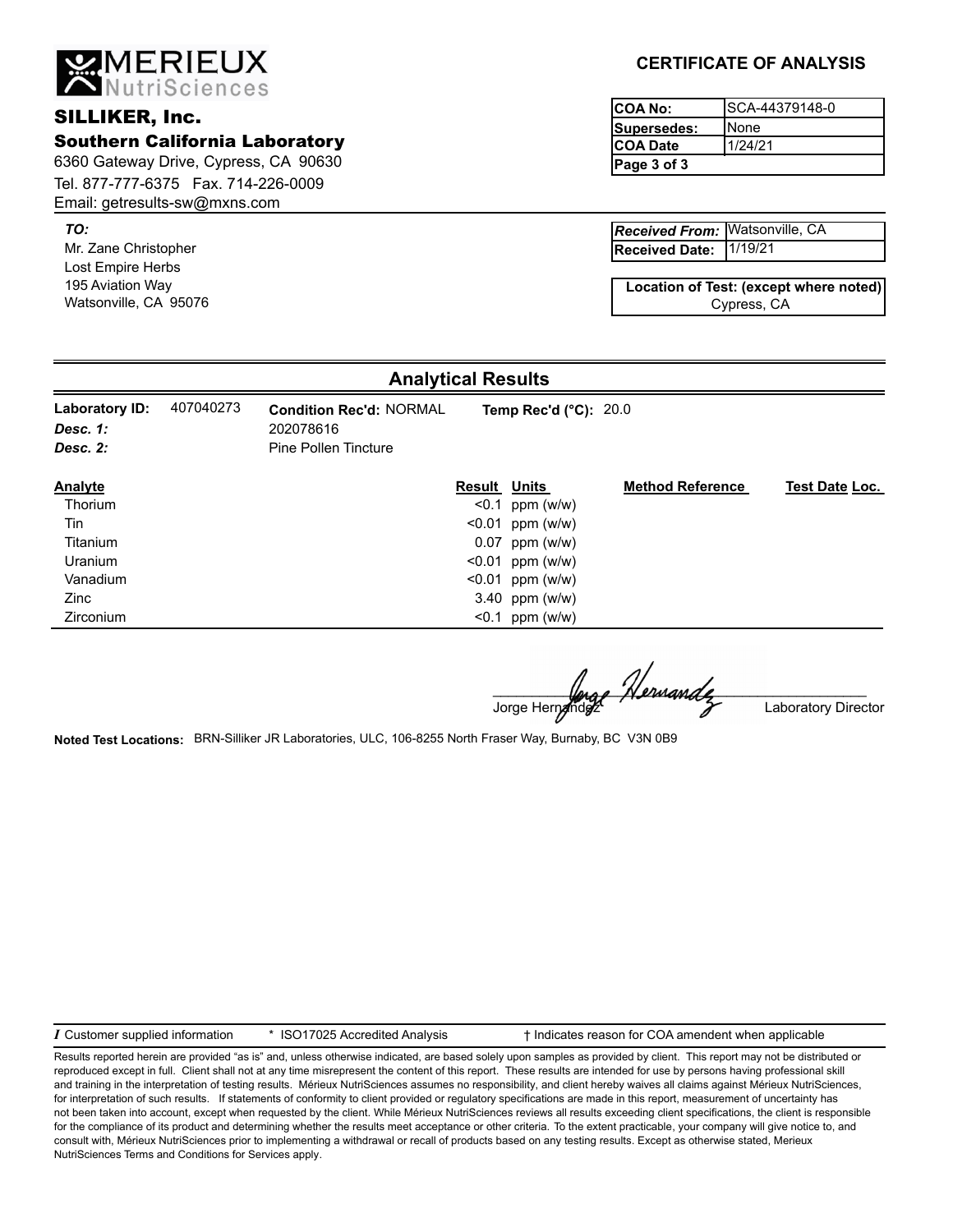# MERIEUX NutriSciences

## SILLIKER, Inc.

### Southern California Laboratory

6360 Gateway Drive, Cypress, CA 90630
Tel. 877-777-6375 Fax. 714-226-0009
Email: getresults-sw@mxns.com

## CERTIFICATE OF ANALYSIS

| | |
|---|---|
| **COA No:** | SCA-44379148-0 |
| **Supersedes:** | None |
| **COA Date** | 1/24/21 |

***TO:***
Mr. Zane Christopher
Lost Empire Herbs
195 Aviation Way
Watsonville, CA 95076

| | |
|---|---|
| ***Received From:*** | Watsonville, CA |
| **Received Date:** | 1/19/21 |

**Location of Test: (except where noted)**
Cypress, CA

## Analytical Results

**Laboratory ID:** 407040273 **Condition Rec'd:** NORMAL **Temp Rec'd (°C):** 20.0
***Desc. 1:*** 202078616
***Desc. 2:*** Pine Pollen Tincture

| Analyte | Result | Units | Method Reference | Test Date | Loc. |
|---|---|---|---|---|---|
| Thorium | <0.1 | ppm (w/w) | | | |
| Tin | <0.01 | ppm (w/w) | | | |
| Titanium | 0.07 | ppm (w/w) | | | |
| Uranium | <0.01 | ppm (w/w) | | | |
| Vanadium | <0.01 | ppm (w/w) | | | |
| Zinc | 3.40 | ppm (w/w) | | | |
| Zirconium | <0.1 | ppm (w/w) | | | |

Jorge Hernandez — Laboratory Director

**Noted Test Locations:** BRN-Silliker JR Laboratories, ULC, 106-8255 North Fraser Way, Burnaby, BC V3N 0B9

*I* Customer supplied information * ISO17025 Accredited Analysis † Indicates reason for COA amendent when applicable

Results reported herein are provided "as is" and, unless otherwise indicated, are based solely upon samples as provided by client. This report may not be distributed or reproduced except in full. Client shall not at any time misrepresent the content of this report. These results are intended for use by persons having professional skill and training in the interpretation of testing results. Mérieux NutriSciences assumes no responsibility, and client hereby waives all claims against Mérieux NutriSciences, for interpretation of such results. If statements of conformity to client provided or regulatory specifications are made in this report, measurement of uncertainty has not been taken into account, except when requested by the client. While Mérieux NutriSciences reviews all results exceeding client specifications, the client is responsible for the compliance of its product and determining whether the results meet acceptance or other criteria. To the extent practicable, your company will give notice to, and consult with, Mérieux NutriSciences prior to implementing a withdrawal or recall of products based on any testing results. Except as otherwise stated, Merieux NutriSciences Terms and Conditions for Services apply.